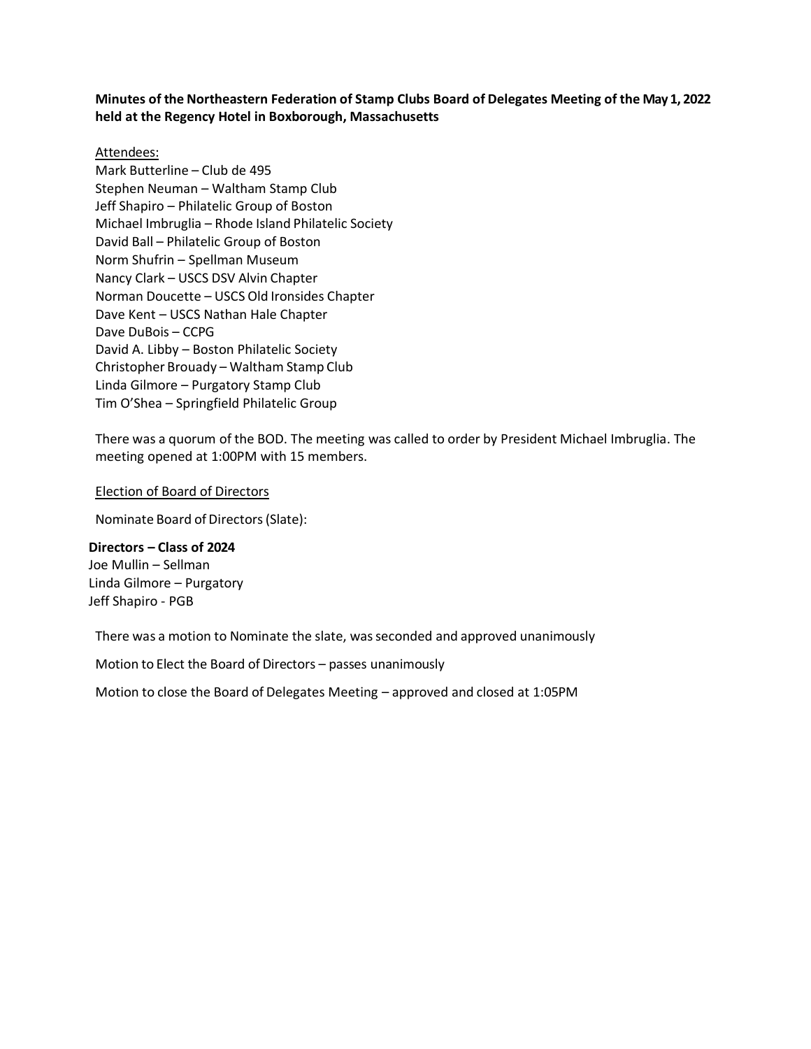**Minutes of the Northeastern Federation of Stamp Clubs Board of Delegates Meeting of the May 1, 2022 held at the Regency Hotel in Boxborough, Massachusetts**

Attendees:

Mark Butterline – Club de 495
Stephen Neuman – Waltham Stamp Club
Jeff Shapiro – Philatelic Group of Boston
Michael Imbruglia – Rhode Island Philatelic Society
David Ball – Philatelic Group of Boston
Norm Shufrin – Spellman Museum
Nancy Clark – USCS DSV Alvin Chapter
Norman Doucette – USCS Old Ironsides Chapter
Dave Kent – USCS Nathan Hale Chapter
Dave DuBois – CCPG
David A. Libby – Boston Philatelic Society
Christopher Brouady – Waltham Stamp Club
Linda Gilmore – Purgatory Stamp Club
Tim O'Shea – Springfield Philatelic Group

There was a quorum of the BOD. The meeting was called to order by President Michael Imbruglia. The meeting opened at 1:00PM with 15 members.

Election of Board of Directors

Nominate Board of Directors (Slate):

**Directors – Class of 2024**
Joe Mullin – Sellman
Linda Gilmore – Purgatory
Jeff Shapiro - PGB

There was a motion to Nominate the slate, was seconded and approved unanimously

Motion to Elect the Board of Directors – passes unanimously

Motion to close the Board of Delegates Meeting – approved and closed at 1:05PM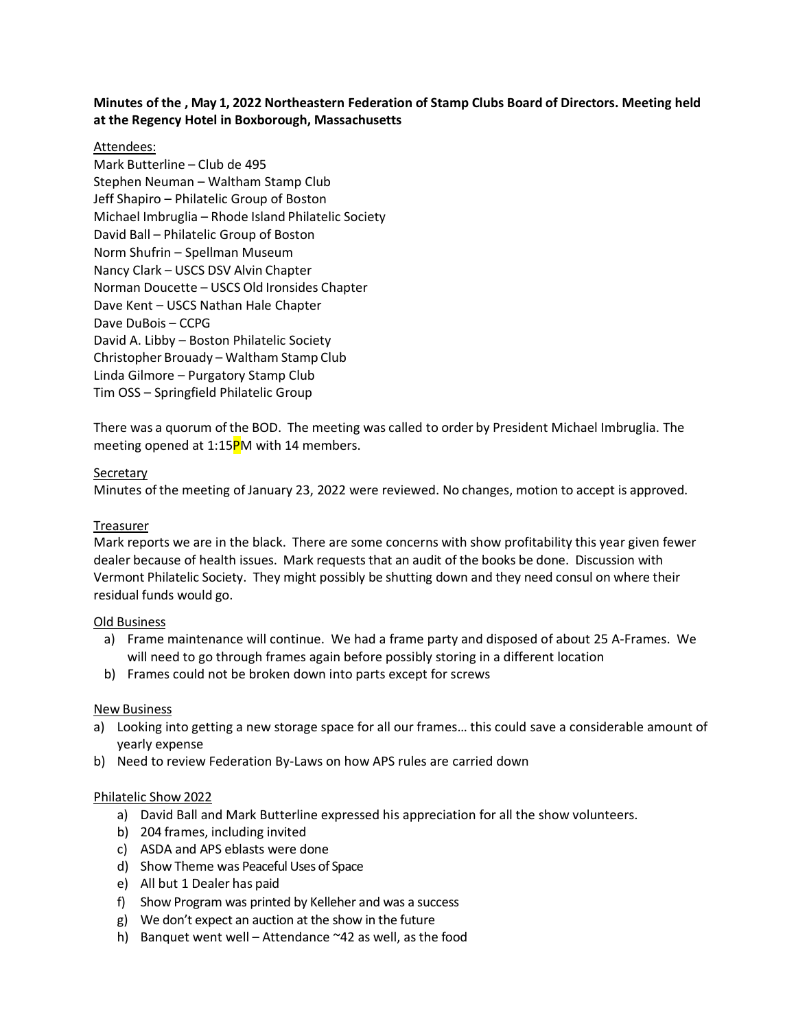**Minutes of the , May 1, 2022 Northeastern Federation of Stamp Clubs Board of Directors. Meeting held at the Regency Hotel in Boxborough, Massachusetts**

Attendees:
Mark Butterline – Club de 495
Stephen Neuman – Waltham Stamp Club
Jeff Shapiro – Philatelic Group of Boston
Michael Imbruglia – Rhode Island Philatelic Society
David Ball – Philatelic Group of Boston
Norm Shufrin – Spellman Museum
Nancy Clark – USCS DSV Alvin Chapter
Norman Doucette – USCS Old Ironsides Chapter
Dave Kent – USCS Nathan Hale Chapter
Dave DuBois – CCPG
David A. Libby – Boston Philatelic Society
Christopher Brouady – Waltham Stamp Club
Linda Gilmore – Purgatory Stamp Club
Tim OSS – Springfield Philatelic Group

There was a quorum of the BOD. The meeting was called to order by President Michael Imbruglia. The meeting opened at 1:15PM with 14 members.

Secretary
Minutes of the meeting of January 23, 2022 were reviewed. No changes, motion to accept is approved.

Treasurer
Mark reports we are in the black. There are some concerns with show profitability this year given fewer dealer because of health issues. Mark requests that an audit of the books be done. Discussion with Vermont Philatelic Society. They might possibly be shutting down and they need consul on where their residual funds would go.

Old Business
a) Frame maintenance will continue. We had a frame party and disposed of about 25 A-Frames. We will need to go through frames again before possibly storing in a different location
b) Frames could not be broken down into parts except for screws

New Business
a) Looking into getting a new storage space for all our frames… this could save a considerable amount of yearly expense
b) Need to review Federation By-Laws on how APS rules are carried down

Philatelic Show 2022
a) David Ball and Mark Butterline expressed his appreciation for all the show volunteers.
b) 204 frames, including invited
c) ASDA and APS eblasts were done
d) Show Theme was Peaceful Uses of Space
e) All but 1 Dealer has paid
f) Show Program was printed by Kelleher and was a success
g) We don't expect an auction at the show in the future
h) Banquet went well – Attendance ~42 as well, as the food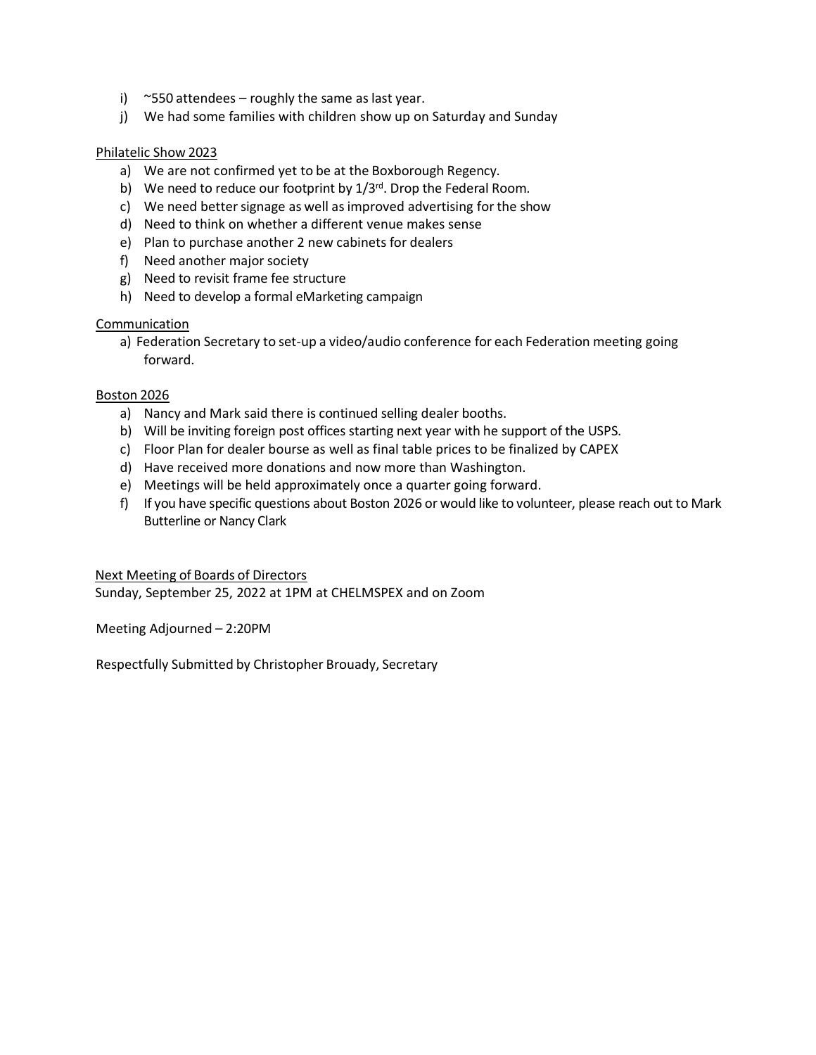i) ~550 attendees – roughly the same as last year.
j) We had some families with children show up on Saturday and Sunday

Philatelic Show 2023

a) We are not confirmed yet to be at the Boxborough Regency.
b) We need to reduce our footprint by 1/3rd. Drop the Federal Room.
c) We need better signage as well as improved advertising for the show
d) Need to think on whether a different venue makes sense
e) Plan to purchase another 2 new cabinets for dealers
f) Need another major society
g) Need to revisit frame fee structure
h) Need to develop a formal eMarketing campaign

Communication

a) Federation Secretary to set-up a video/audio conference for each Federation meeting going forward.

Boston 2026

a) Nancy and Mark said there is continued selling dealer booths.
b) Will be inviting foreign post offices starting next year with he support of the USPS.
c) Floor Plan for dealer bourse as well as final table prices to be finalized by CAPEX
d) Have received more donations and now more than Washington.
e) Meetings will be held approximately once a quarter going forward.
f) If you have specific questions about Boston 2026 or would like to volunteer, please reach out to Mark Butterline or Nancy Clark

Next Meeting of Boards of Directors

Sunday, September 25, 2022 at 1PM at CHELMSPEX and on Zoom

Meeting Adjourned – 2:20PM

Respectfully Submitted by Christopher Brouady, Secretary